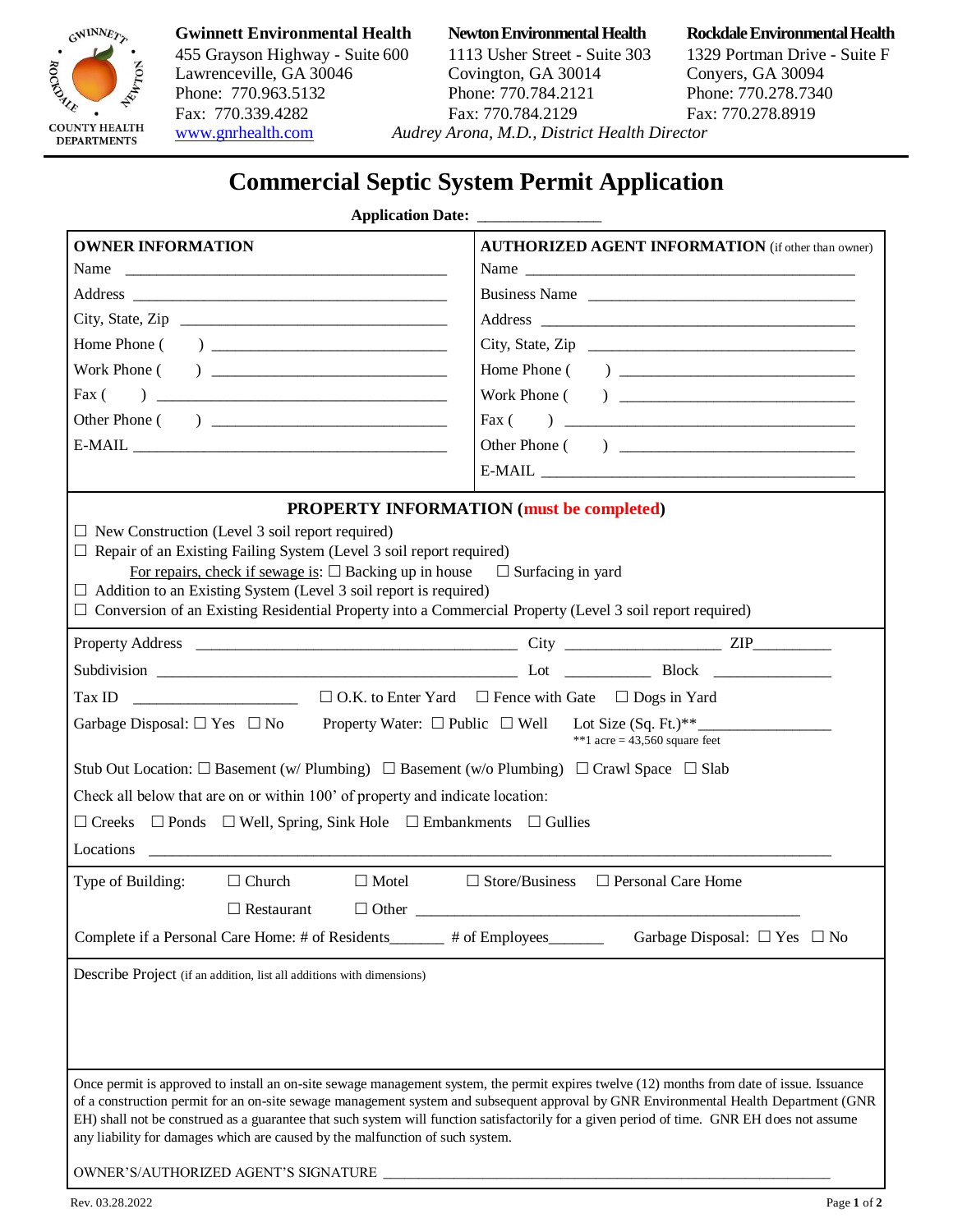COUNTY HEALTH DEPARTMENTS

**Gwinnett Environmental Health**
455 Grayson Highway - Suite 600
Lawrenceville, GA 30046
Phone: 770.963.5132
Fax: 770.339.4282
www.gnrhealth.com

**Newton Environmental Health**
1113 Usher Street - Suite 303
Covington, GA 30014
Phone: 770.784.2121
Fax: 770.784.2129

**Rockdale Environmental Health**
1329 Portman Drive - Suite F
Conyers, GA 30094
Phone: 770.278.7340
Fax: 770.278.8919

*Audrey Arona, M.D., District Health Director*

# Commercial Septic System Permit Application

**Application Date:** _______________

| **OWNER INFORMATION** | **AUTHORIZED AGENT INFORMATION** (if other than owner) |
|---|---|
| Name ________________________________ | Name ________________________________ |
| Address ________________________________ | Business Name ________________________________ |
| City, State, Zip ________________________________ | Address ________________________________ |
| Home Phone (      ) ________________________ | City, State, Zip ________________________________ |
| Work Phone (      ) ________________________ | Home Phone (      ) ________________________ |
| Fax (      ) ________________________ | Work Phone (      ) ________________________ |
| Other Phone (      ) ________________________ | Fax (      ) ________________________ |
| E-MAIL ________________________________ | Other Phone (      ) ________________________ |
| | E-MAIL ________________________________ |

## PROPERTY INFORMATION (must be completed)

☐ New Construction (Level 3 soil report required)
☐ Repair of an Existing Failing System (Level 3 soil report required)
  For repairs, check if sewage is: ☐ Backing up in house ☐ Surfacing in yard
☐ Addition to an Existing System (Level 3 soil report is required)
☐ Conversion of an Existing Residential Property into a Commercial Property (Level 3 soil report required)

Property Address ________________________________ City ________________ ZIP__________

Subdivision ________________________________ Lot __________ Block ______________

Tax ID ____________________ ☐ O.K. to Enter Yard ☐ Fence with Gate ☐ Dogs in Yard

Garbage Disposal: ☐ Yes ☐ No   Property Water: ☐ Public ☐ Well   Lot Size (Sq. Ft.)**________________
**1 acre = 43,560 square feet

Stub Out Location: ☐ Basement (w/ Plumbing) ☐ Basement (w/o Plumbing) ☐ Crawl Space ☐ Slab

Check all below that are on or within 100' of property and indicate location:

☐ Creeks ☐ Ponds ☐ Well, Spring, Sink Hole ☐ Embankments ☐ Gullies

Locations ________________________________________________________________

Type of Building: ☐ Church ☐ Motel ☐ Store/Business ☐ Personal Care Home
☐ Restaurant ☐ Other ________________________________________

Complete if a Personal Care Home: # of Residents_______ # of Employees_______ Garbage Disposal: ☐ Yes ☐ No

Describe Project (if an addition, list all additions with dimensions)

Once permit is approved to install an on-site sewage management system, the permit expires twelve (12) months from date of issue. Issuance of a construction permit for an on-site sewage management system and subsequent approval by GNR Environmental Health Department (GNR EH) shall not be construed as a guarantee that such system will function satisfactorily for a given period of time. GNR EH does not assume any liability for damages which are caused by the malfunction of such system.

OWNER'S/AUTHORIZED AGENT'S SIGNATURE ________________________________________________

Rev. 03.28.2022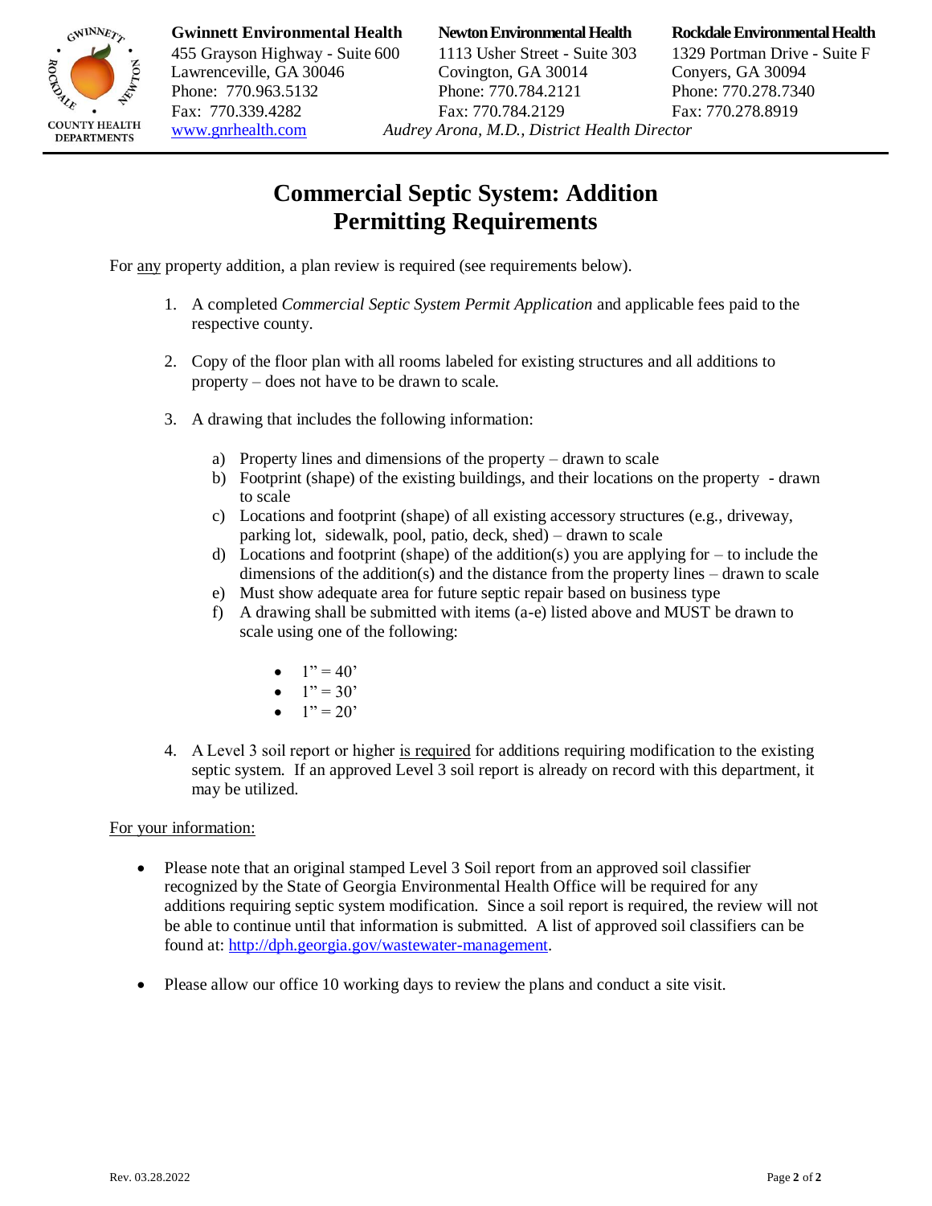**Gwinnett Environmental Health**
455 Grayson Highway - Suite 600
Lawrenceville, GA 30046
Phone: 770.963.5132
Fax: 770.339.4282
www.gnrhealth.com

**Newton Environmental Health**
1113 Usher Street - Suite 303
Covington, GA 30014
Phone: 770.784.2121
Fax: 770.784.2129

**Rockdale Environmental Health**
1329 Portman Drive - Suite F
Conyers, GA 30094
Phone: 770.278.7340
Fax: 770.278.8919

*Audrey Arona, M.D., District Health Director*

# Commercial Septic System: Addition Permitting Requirements

For any property addition, a plan review is required (see requirements below).

1. A completed *Commercial Septic System Permit Application* and applicable fees paid to the respective county.

2. Copy of the floor plan with all rooms labeled for existing structures and all additions to property – does not have to be drawn to scale.

3. A drawing that includes the following information:

   a) Property lines and dimensions of the property – drawn to scale
   b) Footprint (shape) of the existing buildings, and their locations on the property - drawn to scale
   c) Locations and footprint (shape) of all existing accessory structures (e.g., driveway, parking lot, sidewalk, pool, patio, deck, shed) – drawn to scale
   d) Locations and footprint (shape) of the addition(s) you are applying for – to include the dimensions of the addition(s) and the distance from the property lines – drawn to scale
   e) Must show adequate area for future septic repair based on business type
   f) A drawing shall be submitted with items (a-e) listed above and MUST be drawn to scale using one of the following:

      - 1" = 40'
      - 1" = 30'
      - 1" = 20'

4. A Level 3 soil report or higher is required for additions requiring modification to the existing septic system. If an approved Level 3 soil report is already on record with this department, it may be utilized.

For your information:

- Please note that an original stamped Level 3 Soil report from an approved soil classifier recognized by the State of Georgia Environmental Health Office will be required for any additions requiring septic system modification. Since a soil report is required, the review will not be able to continue until that information is submitted. A list of approved soil classifiers can be found at: http://dph.georgia.gov/wastewater-management.

- Please allow our office 10 working days to review the plans and conduct a site visit.

Rev. 03.28.2022